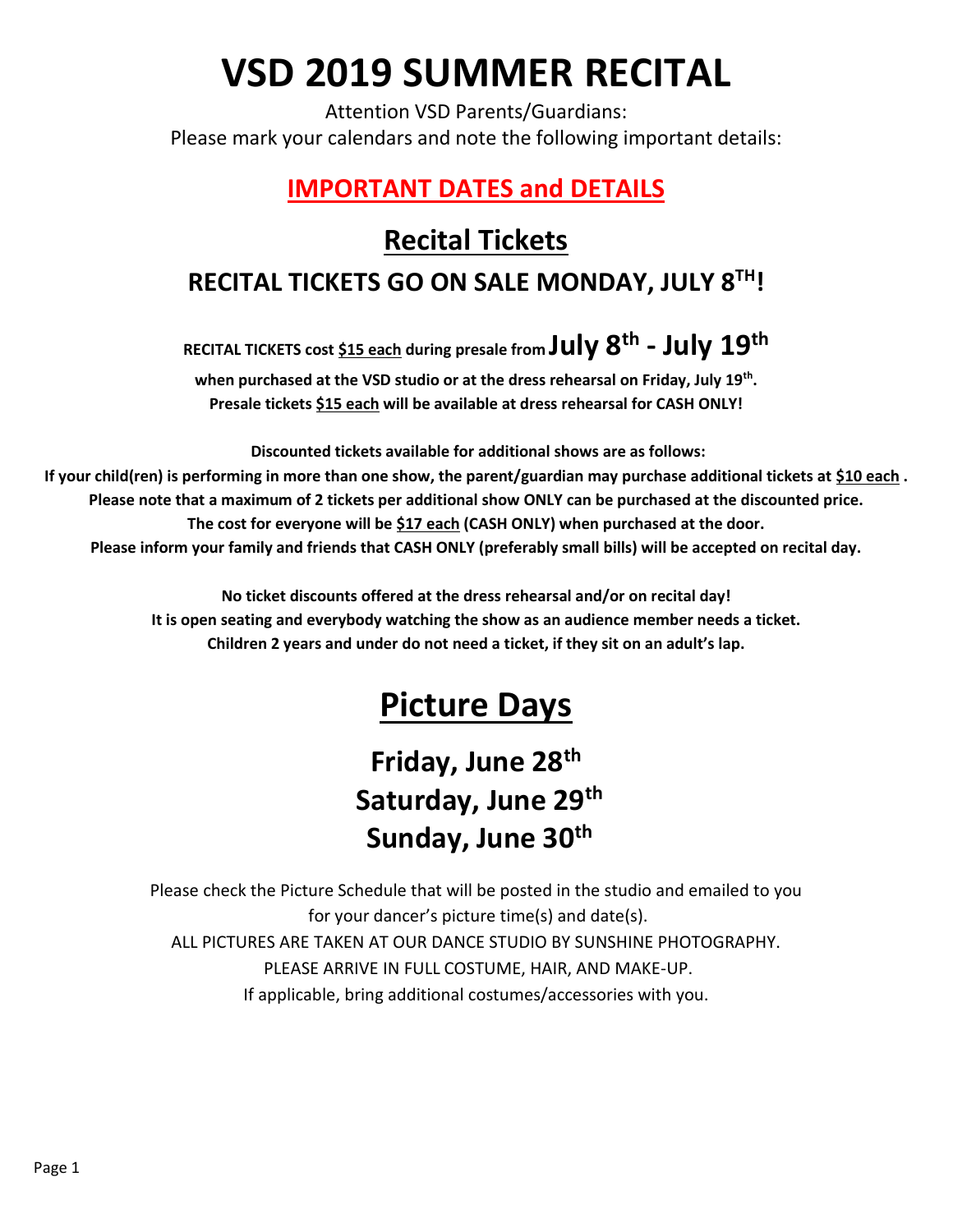# VSD 2019 SUMMER RECITAL

Attention VSD Parents/Guardians:
Please mark your calendars and note the following important details:

## IMPORTANT DATES and DETAILS

## Recital Tickets

### RECITAL TICKETS GO ON SALE MONDAY, JULY 8TH!

**RECITAL TICKETS cost $15 each during presale from July 8th - July 19th**

**when purchased at the VSD studio or at the dress rehearsal on Friday, July 19th.**
**Presale tickets $15 each will be available at dress rehearsal for CASH ONLY!**

**Discounted tickets available for additional shows are as follows:**
**If your child(ren) is performing in more than one show, the parent/guardian may purchase additional tickets at $10 each .**
**Please note that a maximum of 2 tickets per additional show ONLY can be purchased at the discounted price.**
**The cost for everyone will be $17 each (CASH ONLY) when purchased at the door.**
**Please inform your family and friends that CASH ONLY (preferably small bills) will be accepted on recital day.**

**No ticket discounts offered at the dress rehearsal and/or on recital day!**
**It is open seating and everybody watching the show as an audience member needs a ticket.**
**Children 2 years and under do not need a ticket, if they sit on an adult's lap.**

## Picture Days

### Friday, June 28th
### Saturday, June 29th
### Sunday, June 30th

Please check the Picture Schedule that will be posted in the studio and emailed to you for your dancer's picture time(s) and date(s).
ALL PICTURES ARE TAKEN AT OUR DANCE STUDIO BY SUNSHINE PHOTOGRAPHY.
PLEASE ARRIVE IN FULL COSTUME, HAIR, AND MAKE-UP.
If applicable, bring additional costumes/accessories with you.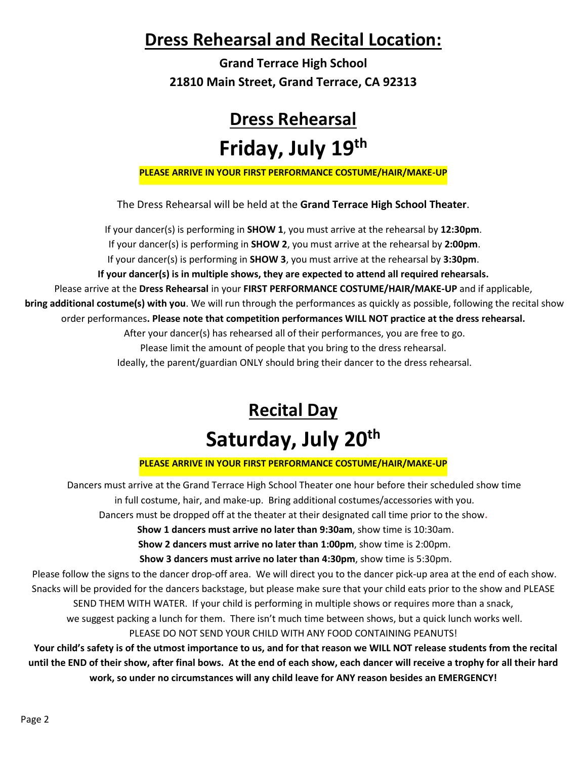## Dress Rehearsal and Recital Location:

**Grand Terrace High School**
**21810 Main Street, Grand Terrace, CA 92313**

## Dress Rehearsal

# Friday, July 19th

**PLEASE ARRIVE IN YOUR FIRST PERFORMANCE COSTUME/HAIR/MAKE-UP**

The Dress Rehearsal will be held at the **Grand Terrace High School Theater**.

If your dancer(s) is performing in **SHOW 1**, you must arrive at the rehearsal by **12:30pm**.
If your dancer(s) is performing in **SHOW 2**, you must arrive at the rehearsal by **2:00pm**.
If your dancer(s) is performing in **SHOW 3**, you must arrive at the rehearsal by **3:30pm**.
**If your dancer(s) is in multiple shows, they are expected to attend all required rehearsals.**
Please arrive at the **Dress Rehearsal** in your **FIRST PERFORMANCE COSTUME/HAIR/MAKE-UP** and if applicable, **bring additional costume(s) with you**. We will run through the performances as quickly as possible, following the recital show order performances**. Please note that competition performances WILL NOT practice at the dress rehearsal.**
After your dancer(s) has rehearsed all of their performances, you are free to go.
Please limit the amount of people that you bring to the dress rehearsal.
Ideally, the parent/guardian ONLY should bring their dancer to the dress rehearsal.

## Recital Day

# Saturday, July 20th

**PLEASE ARRIVE IN YOUR FIRST PERFORMANCE COSTUME/HAIR/MAKE-UP**

Dancers must arrive at the Grand Terrace High School Theater one hour before their scheduled show time in full costume, hair, and make-up. Bring additional costumes/accessories with you.
Dancers must be dropped off at the theater at their designated call time prior to the show.
**Show 1 dancers must arrive no later than 9:30am**, show time is 10:30am.
**Show 2 dancers must arrive no later than 1:00pm**, show time is 2:00pm.
**Show 3 dancers must arrive no later than 4:30pm**, show time is 5:30pm.
Please follow the signs to the dancer drop-off area. We will direct you to the dancer pick-up area at the end of each show. Snacks will be provided for the dancers backstage, but please make sure that your child eats prior to the show and PLEASE SEND THEM WITH WATER. If your child is performing in multiple shows or requires more than a snack, we suggest packing a lunch for them. There isn't much time between shows, but a quick lunch works well.
PLEASE DO NOT SEND YOUR CHILD WITH ANY FOOD CONTAINING PEANUTS!
**Your child's safety is of the utmost importance to us, and for that reason we WILL NOT release students from the recital until the END of their show, after final bows. At the end of each show, each dancer will receive a trophy for all their hard work, so under no circumstances will any child leave for ANY reason besides an EMERGENCY!**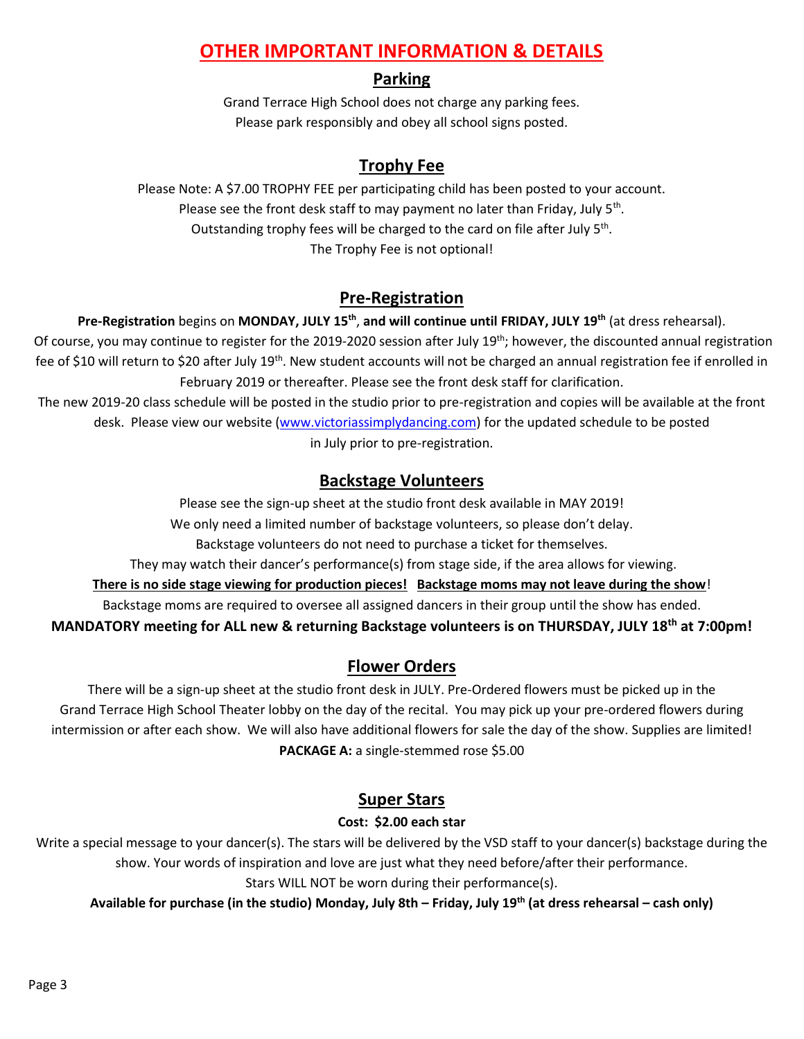# OTHER IMPORTANT INFORMATION & DETAILS

## Parking

Grand Terrace High School does not charge any parking fees.
Please park responsibly and obey all school signs posted.

## Trophy Fee

Please Note: A $7.00 TROPHY FEE per participating child has been posted to your account.
Please see the front desk staff to may payment no later than Friday, July 5th.
Outstanding trophy fees will be charged to the card on file after July 5th.
The Trophy Fee is not optional!

## Pre-Registration

**Pre-Registration** begins on **MONDAY, JULY 15th**, **and will continue until FRIDAY, JULY 19th** (at dress rehearsal).
Of course, you may continue to register for the 2019-2020 session after July 19th; however, the discounted annual registration fee of $10 will return to $20 after July 19th. New student accounts will not be charged an annual registration fee if enrolled in February 2019 or thereafter. Please see the front desk staff for clarification.
The new 2019-20 class schedule will be posted in the studio prior to pre-registration and copies will be available at the front desk. Please view our website (www.victoriassimplydancing.com) for the updated schedule to be posted in July prior to pre-registration.

## Backstage Volunteers

Please see the sign-up sheet at the studio front desk available in MAY 2019!
We only need a limited number of backstage volunteers, so please don't delay.
Backstage volunteers do not need to purchase a ticket for themselves.
They may watch their dancer's performance(s) from stage side, if the area allows for viewing.
**There is no side stage viewing for production pieces! Backstage moms may not leave during the show!**
Backstage moms are required to oversee all assigned dancers in their group until the show has ended.
**MANDATORY meeting for ALL new & returning Backstage volunteers is on THURSDAY, JULY 18th at 7:00pm!**

## Flower Orders

There will be a sign-up sheet at the studio front desk in JULY. Pre-Ordered flowers must be picked up in the Grand Terrace High School Theater lobby on the day of the recital. You may pick up your pre-ordered flowers during intermission or after each show. We will also have additional flowers for sale the day of the show. Supplies are limited!
**PACKAGE A:** a single-stemmed rose $5.00

## Super Stars

**Cost: $2.00 each star**

Write a special message to your dancer(s). The stars will be delivered by the VSD staff to your dancer(s) backstage during the show. Your words of inspiration and love are just what they need before/after their performance.
Stars WILL NOT be worn during their performance(s).
**Available for purchase (in the studio) Monday, July 8th – Friday, July 19th (at dress rehearsal – cash only)**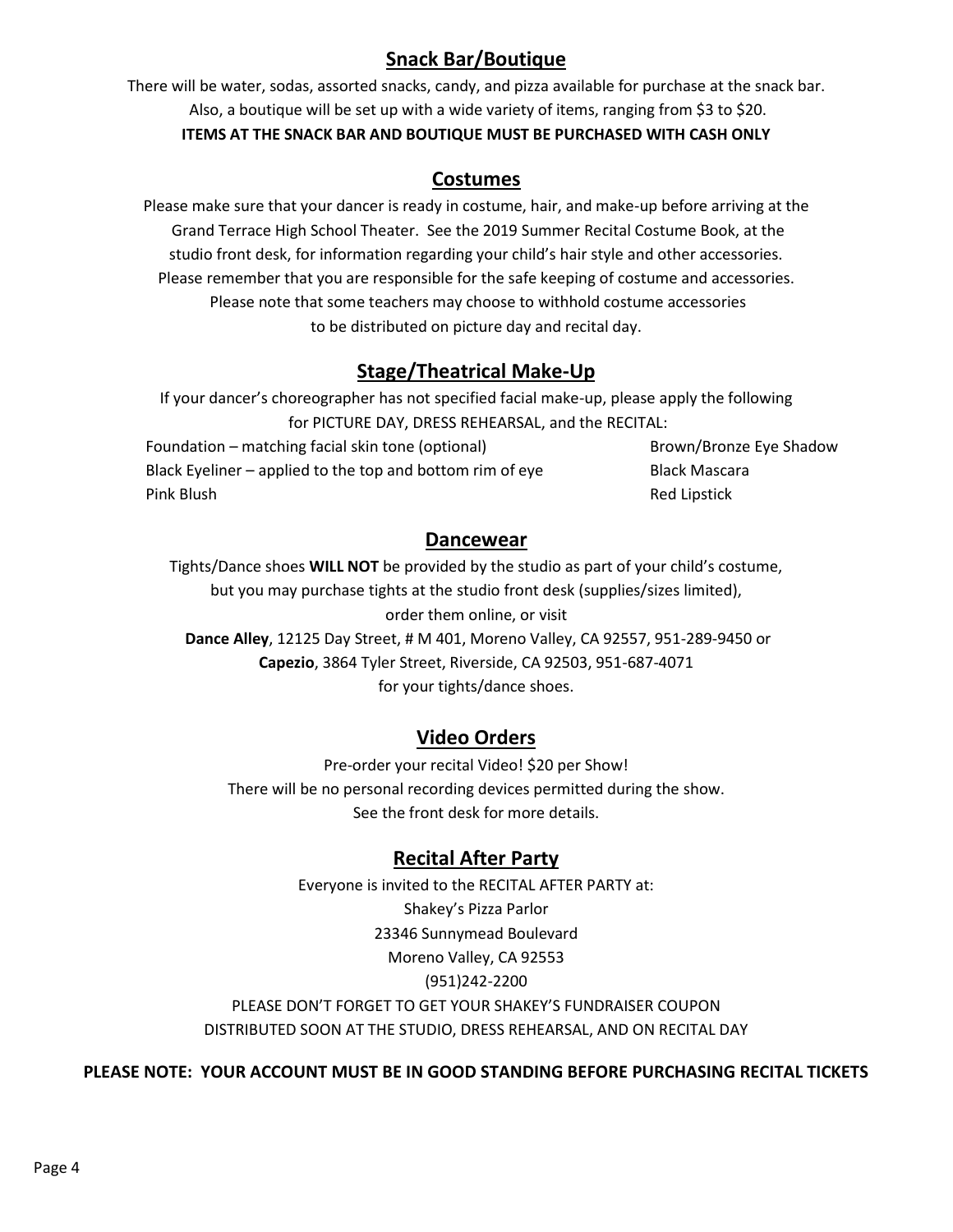## Snack Bar/Boutique

There will be water, sodas, assorted snacks, candy, and pizza available for purchase at the snack bar.
Also, a boutique will be set up with a wide variety of items, ranging from $3 to $20.

**ITEMS AT THE SNACK BAR AND BOUTIQUE MUST BE PURCHASED WITH CASH ONLY**

## Costumes

Please make sure that your dancer is ready in costume, hair, and make-up before arriving at the Grand Terrace High School Theater. See the 2019 Summer Recital Costume Book, at the studio front desk, for information regarding your child's hair style and other accessories.
Please remember that you are responsible for the safe keeping of costume and accessories.
Please note that some teachers may choose to withhold costume accessories to be distributed on picture day and recital day.

## Stage/Theatrical Make-Up

If your dancer's choreographer has not specified facial make-up, please apply the following for PICTURE DAY, DRESS REHEARSAL, and the RECITAL:

- Foundation – matching facial skin tone (optional)
- Black Eyeliner – applied to the top and bottom rim of eye
- Pink Blush
- Brown/Bronze Eye Shadow
- Black Mascara
- Red Lipstick

## Dancewear

Tights/Dance shoes **WILL NOT** be provided by the studio as part of your child's costume, but you may purchase tights at the studio front desk (supplies/sizes limited), order them online, or visit
**Dance Alley**, 12125 Day Street, # M 401, Moreno Valley, CA 92557, 951-289-9450 or
**Capezio**, 3864 Tyler Street, Riverside, CA 92503, 951-687-4071
for your tights/dance shoes.

## Video Orders

Pre-order your recital Video! $20 per Show!
There will be no personal recording devices permitted during the show.
See the front desk for more details.

## Recital After Party

Everyone is invited to the RECITAL AFTER PARTY at:
Shakey's Pizza Parlor
23346 Sunnymead Boulevard
Moreno Valley, CA 92553
(951)242-2200

PLEASE DON'T FORGET TO GET YOUR SHAKEY'S FUNDRAISER COUPON DISTRIBUTED SOON AT THE STUDIO, DRESS REHEARSAL, AND ON RECITAL DAY

**PLEASE NOTE: YOUR ACCOUNT MUST BE IN GOOD STANDING BEFORE PURCHASING RECITAL TICKETS**